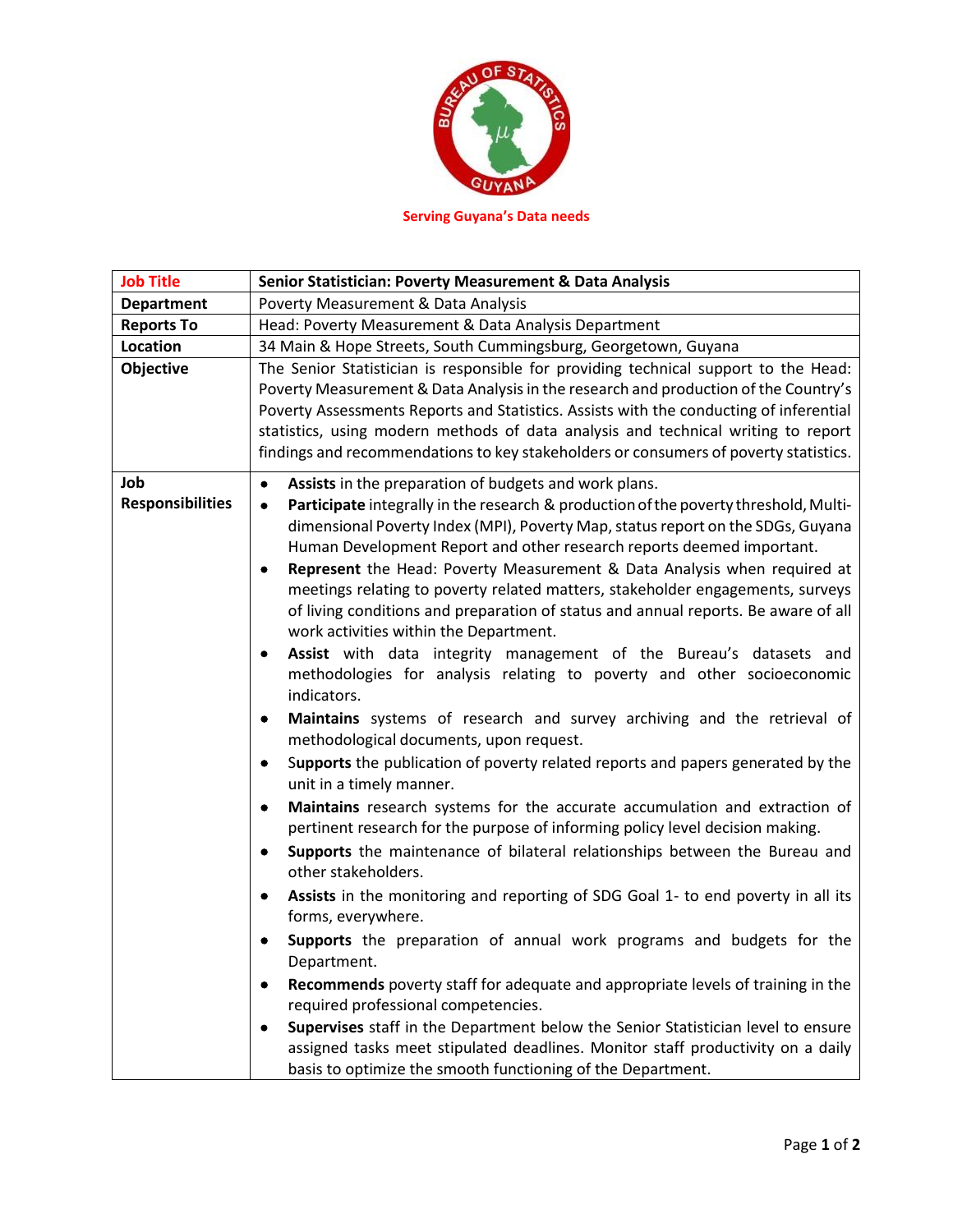Serving Guyana's Data needs

| **Job Title** | **Senior Statistician: Poverty Measurement & Data Analysis** |
|---|---|
| **Department** | Poverty Measurement & Data Analysis |
| **Reports To** | Head: Poverty Measurement & Data Analysis Department |
| **Location** | 34 Main & Hope Streets, South Cummingsburg, Georgetown, Guyana |
| **Objective** | The Senior Statistician is responsible for providing technical support to the Head: Poverty Measurement & Data Analysis in the research and production of the Country's Poverty Assessments Reports and Statistics. Assists with the conducting of inferential statistics, using modern methods of data analysis and technical writing to report findings and recommendations to key stakeholders or consumers of poverty statistics. |
| **Job Responsibilities** | • **Assists** in the preparation of budgets and work plans.<br>• **Participate** integrally in the research & production of the poverty threshold, Multi-dimensional Poverty Index (MPI), Poverty Map, status report on the SDGs, Guyana Human Development Report and other research reports deemed important.<br>• **Represent** the Head: Poverty Measurement & Data Analysis when required at meetings relating to poverty related matters, stakeholder engagements, surveys of living conditions and preparation of status and annual reports. Be aware of all work activities within the Department.<br>• **Assist** with data integrity management of the Bureau's datasets and methodologies for analysis relating to poverty and other socioeconomic indicators.<br>• **Maintains** systems of research and survey archiving and the retrieval of methodological documents, upon request.<br>• S**upports** the publication of poverty related reports and papers generated by the unit in a timely manner.<br>• **Maintains** research systems for the accurate accumulation and extraction of pertinent research for the purpose of informing policy level decision making.<br>• **Supports** the maintenance of bilateral relationships between the Bureau and other stakeholders.<br>• **Assists** in the monitoring and reporting of SDG Goal 1- to end poverty in all its forms, everywhere.<br>• **Supports** the preparation of annual work programs and budgets for the Department.<br>• **Recommends** poverty staff for adequate and appropriate levels of training in the required professional competencies.<br>• **Supervises** staff in the Department below the Senior Statistician level to ensure assigned tasks meet stipulated deadlines. Monitor staff productivity on a daily basis to optimize the smooth functioning of the Department. |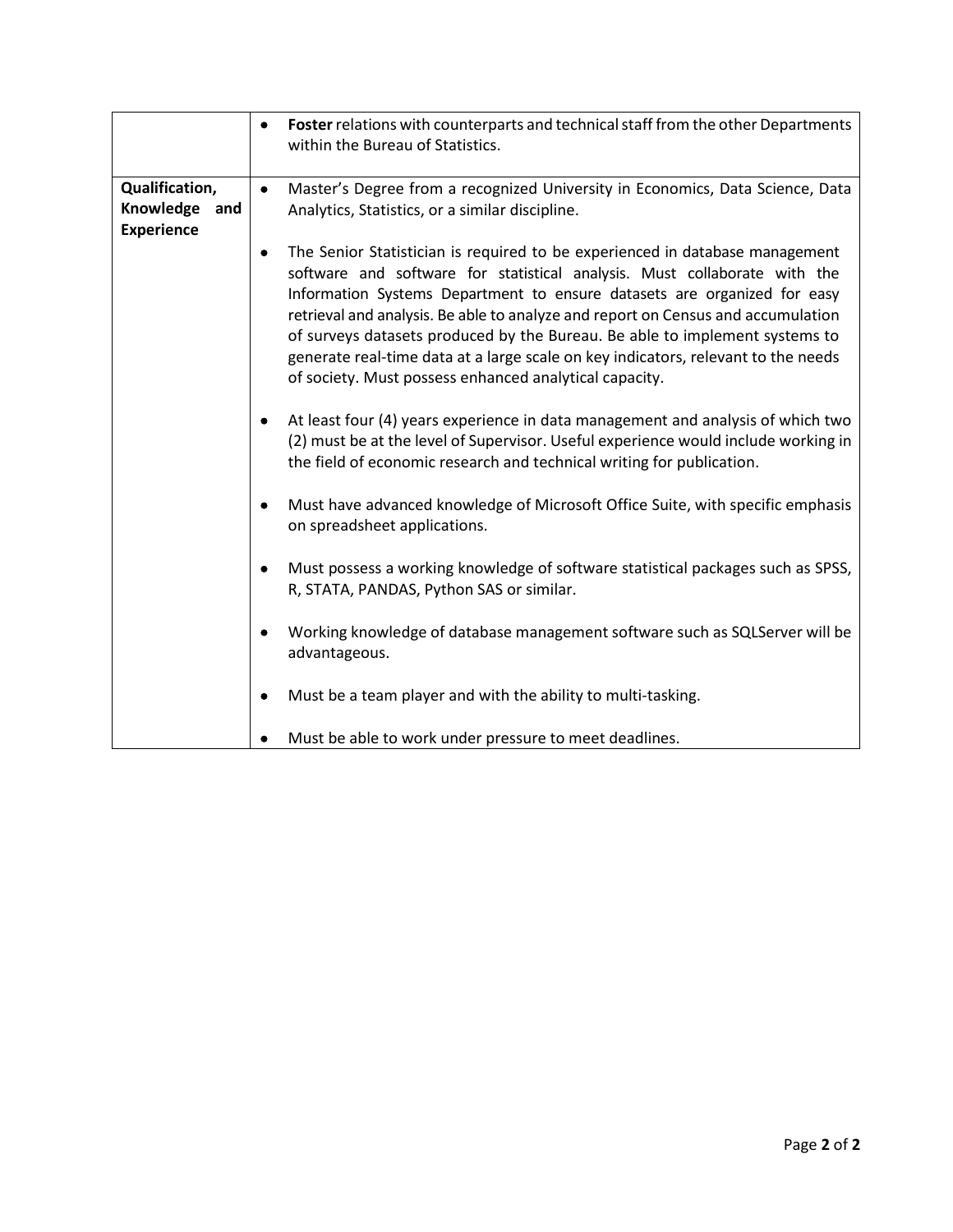| | |
|---|---|
| | • **Foster** relations with counterparts and technical staff from the other Departments within the Bureau of Statistics. |
| **Qualification, Knowledge and Experience** | • Master's Degree from a recognized University in Economics, Data Science, Data Analytics, Statistics, or a similar discipline.<br><br>• The Senior Statistician is required to be experienced in database management software and software for statistical analysis. Must collaborate with the Information Systems Department to ensure datasets are organized for easy retrieval and analysis. Be able to analyze and report on Census and accumulation of surveys datasets produced by the Bureau. Be able to implement systems to generate real-time data at a large scale on key indicators, relevant to the needs of society. Must possess enhanced analytical capacity.<br><br>• At least four (4) years experience in data management and analysis of which two (2) must be at the level of Supervisor. Useful experience would include working in the field of economic research and technical writing for publication.<br><br>• Must have advanced knowledge of Microsoft Office Suite, with specific emphasis on spreadsheet applications.<br><br>• Must possess a working knowledge of software statistical packages such as SPSS, R, STATA, PANDAS, Python SAS or similar.<br><br>• Working knowledge of database management software such as SQLServer will be advantageous.<br><br>• Must be a team player and with the ability to multi-tasking.<br><br>• Must be able to work under pressure to meet deadlines. |